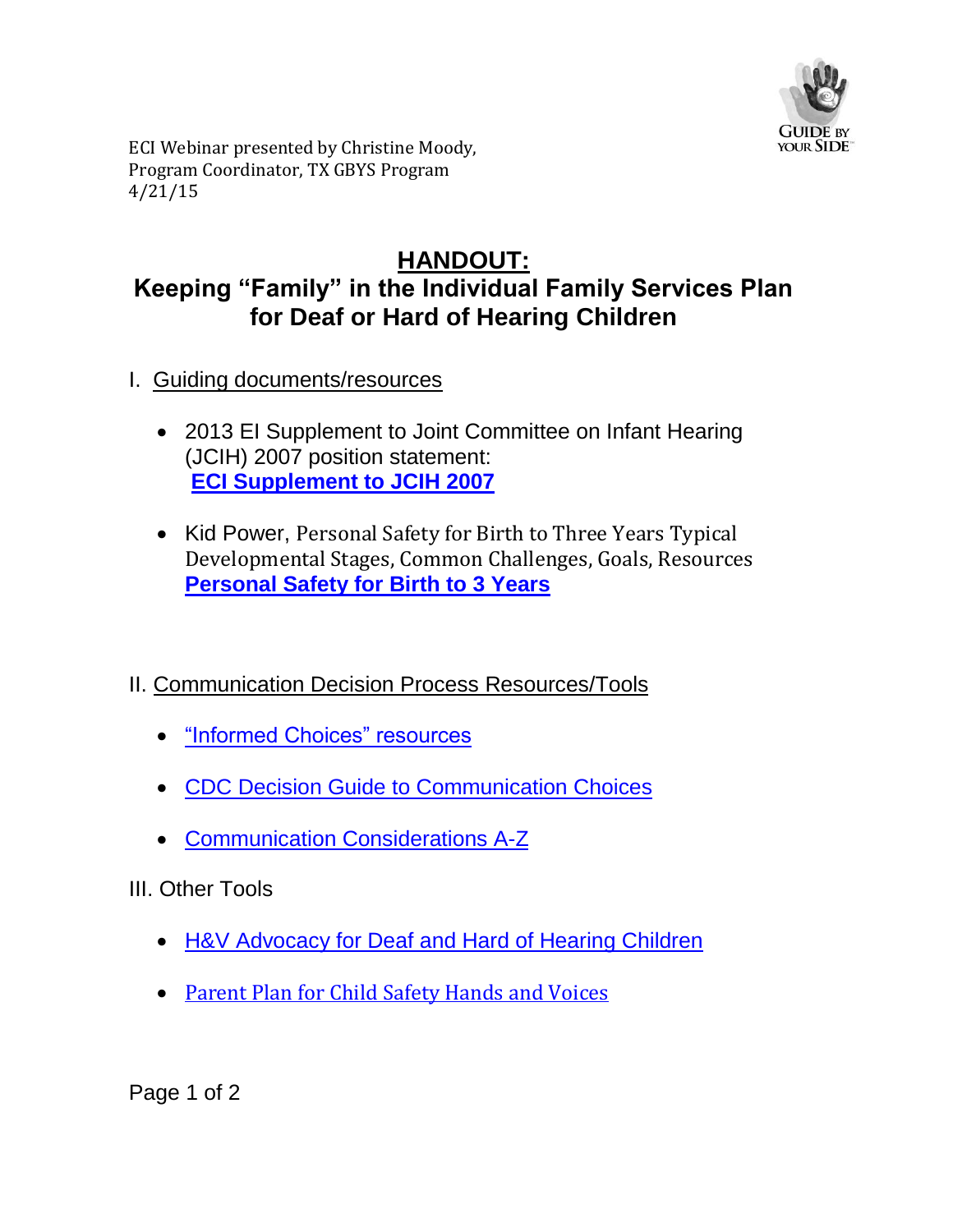ECI Webinar presented by Christine Moody, Program Coordinator, TX GBYS Program
4/21/15

# HANDOUT:

## Keeping "Family" in the Individual Family Services Plan for Deaf or Hard of Hearing Children

I. Guiding documents/resources

- 2013 EI Supplement to Joint Committee on Infant Hearing (JCIH) 2007 position statement:
  **ECI Supplement to JCIH 2007**
- Kid Power, Personal Safety for Birth to Three Years Typical Developmental Stages, Common Challenges, Goals, Resources
  **Personal Safety for Birth to 3 Years**

II. Communication Decision Process Resources/Tools

- "Informed Choices" resources
- CDC Decision Guide to Communication Choices
- Communication Considerations A-Z

III. Other Tools

- H&V Advocacy for Deaf and Hard of Hearing Children
- Parent Plan for Child Safety Hands and Voices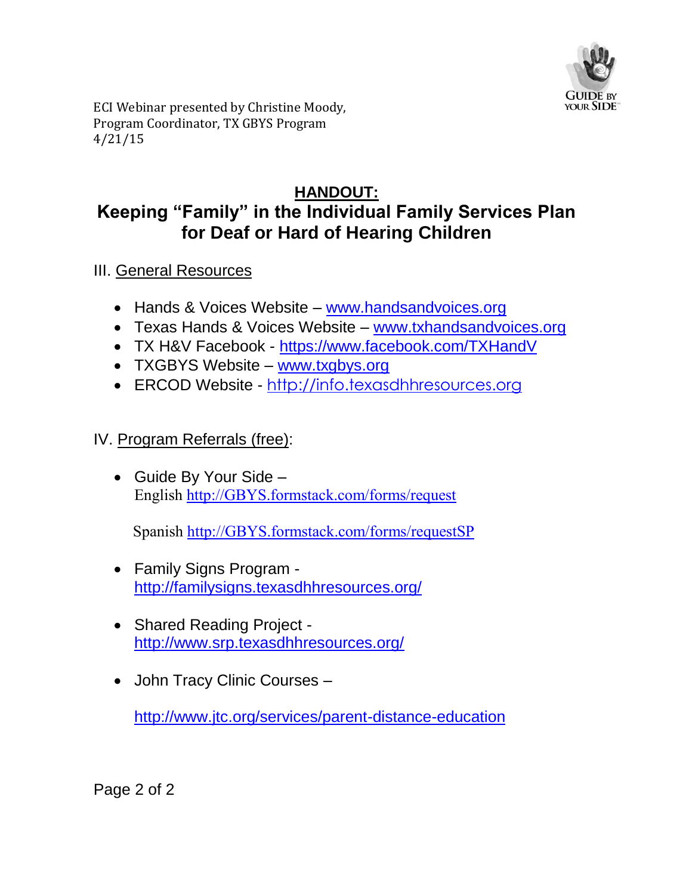ECI Webinar presented by Christine Moody,
Program Coordinator, TX GBYS Program
4/21/15

## HANDOUT:

# Keeping "Family" in the Individual Family Services Plan for Deaf or Hard of Hearing Children

### III. General Resources

- Hands & Voices Website – www.handsandvoices.org
- Texas Hands & Voices Website – www.txhandsandvoices.org
- TX H&V Facebook - https://www.facebook.com/TXHandV
- TXGBYS Website – www.txgbys.org
- ERCOD Website - http://info.texasdhhresources.org

### IV. Program Referrals (free):

- Guide By Your Side –
  English http://GBYS.formstack.com/forms/request

  Spanish http://GBYS.formstack.com/forms/requestSP

- Family Signs Program -
  http://familysigns.texasdhhresources.org/

- Shared Reading Project -
  http://www.srp.texasdhhresources.org/

- John Tracy Clinic Courses –

  http://www.jtc.org/services/parent-distance-education